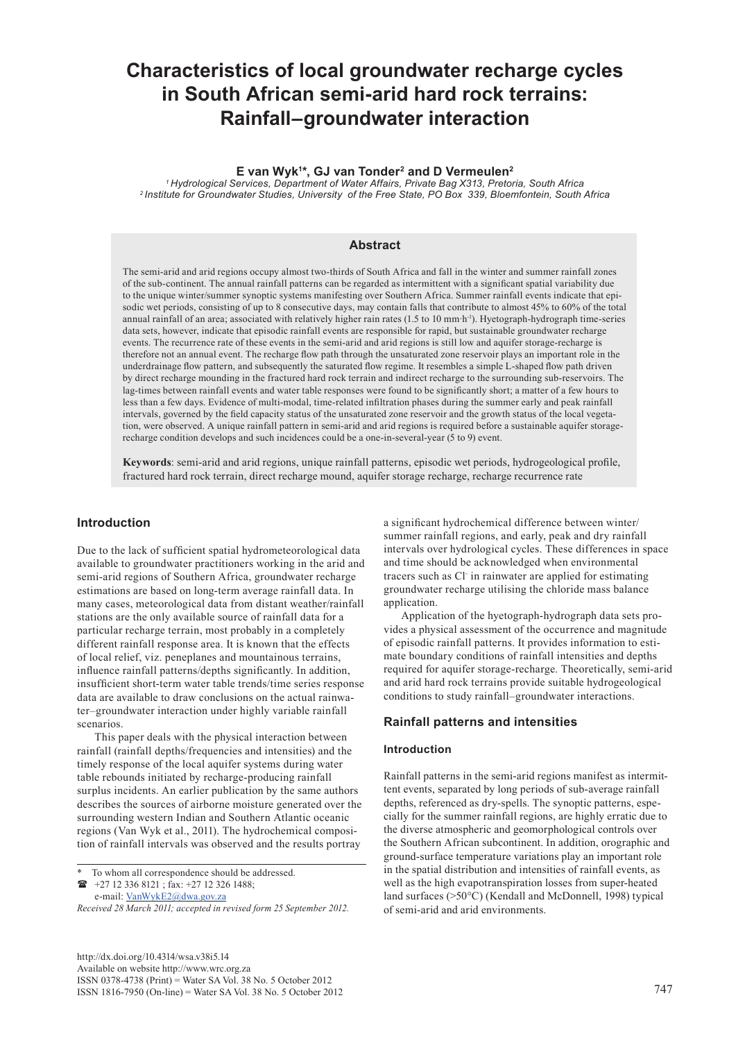# Characteristics of local groundwater recharge cycles in South African semi-arid hard rock terrains: Rainfall–groundwater interaction

**E van Wyk[1]\*, GJ van Tonder[2] and D Vermeulen[2]**

[1] *Hydrological Services, Department of Water Affairs, Private Bag X313, Pretoria, South Africa*
[2] *Institute for Groundwater Studies, University of the Free State, PO Box 339, Bloemfontein, South Africa*

## Abstract

The semi-arid and arid regions occupy almost two-thirds of South Africa and fall in the winter and summer rainfall zones of the sub-continent. The annual rainfall patterns can be regarded as intermittent with a significant spatial variability due to the unique winter/summer synoptic systems manifesting over Southern Africa. Summer rainfall events indicate that episodic wet periods, consisting of up to 8 consecutive days, may contain falls that contribute to almost 45% to 60% of the total annual rainfall of an area; associated with relatively higher rain rates (1.5 to 10 mm·h$^{-1}$). Hyetograph-hydrograph time-series data sets, however, indicate that episodic rainfall events are responsible for rapid, but sustainable groundwater recharge events. The recurrence rate of these events in the semi-arid and arid regions is still low and aquifer storage-recharge is therefore not an annual event. The recharge flow path through the unsaturated zone reservoir plays an important role in the underdrainage flow pattern, and subsequently the saturated flow regime. It resembles a simple L-shaped flow path driven by direct recharge mounding in the fractured hard rock terrain and indirect recharge to the surrounding sub-reservoirs. The lag-times between rainfall events and water table responses were found to be significantly short; a matter of a few hours to less than a few days. Evidence of multi-modal, time-related infiltration phases during the summer early and peak rainfall intervals, governed by the field capacity status of the unsaturated zone reservoir and the growth status of the local vegetation, were observed. A unique rainfall pattern in semi-arid and arid regions is required before a sustainable aquifer storage-recharge condition develops and such incidences could be a one-in-several-year (5 to 9) event.

**Keywords**: semi-arid and arid regions, unique rainfall patterns, episodic wet periods, hydrogeological profile, fractured hard rock terrain, direct recharge mound, aquifer storage recharge, recharge recurrence rate

## Introduction

Due to the lack of sufficient spatial hydrometeorological data available to groundwater practitioners working in the arid and semi-arid regions of Southern Africa, groundwater recharge estimations are based on long-term average rainfall data. In many cases, meteorological data from distant weather/rainfall stations are the only available source of rainfall data for a particular recharge terrain, most probably in a completely different rainfall response area. It is known that the effects of local relief, viz. peneplanes and mountainous terrains, influence rainfall patterns/depths significantly. In addition, insufficient short-term water table trends/time series response data are available to draw conclusions on the actual rainwater–groundwater interaction under highly variable rainfall scenarios.

This paper deals with the physical interaction between rainfall (rainfall depths/frequencies and intensities) and the timely response of the local aquifer systems during water table rebounds initiated by recharge-producing rainfall surplus incidents. An earlier publication by the same authors describes the sources of airborne moisture generated over the surrounding western Indian and Southern Atlantic oceanic regions (Van Wyk et al., 2011). The hydrochemical composition of rainfall intervals was observed and the results portray a significant hydrochemical difference between winter/summer rainfall regions, and early, peak and dry rainfall intervals over hydrological cycles. These differences in space and time should be acknowledged when environmental tracers such as $Cl^-$ in rainwater are applied for estimating groundwater recharge utilising the chloride mass balance application.

Application of the hyetograph-hydrograph data sets provides a physical assessment of the occurrence and magnitude of episodic rainfall patterns. It provides information to estimate boundary conditions of rainfall intensities and depths required for aquifer storage-recharge. Theoretically, semi-arid and arid hard rock terrains provide suitable hydrogeological conditions to study rainfall–groundwater interactions.

\* To whom all correspondence should be addressed.
☎ +27 12 336 8121 ; fax: +27 12 326 1488;
e-mail: VanWykE2@dwa.gov.za

*Received 28 March 2011; accepted in revised form 25 September 2012.*

## Rainfall patterns and intensities

### Introduction

Rainfall patterns in the semi-arid regions manifest as intermittent events, separated by long periods of sub-average rainfall depths, referenced as dry-spells. The synoptic patterns, especially for the summer rainfall regions, are highly erratic due to the diverse atmospheric and geomorphological controls over the Southern African subcontinent. In addition, orographic and ground-surface temperature variations play an important role in the spatial distribution and intensities of rainfall events, as well as the high evapotranspiration losses from super-heated land surfaces (>50°C) (Kendall and McDonnell, 1998) typical of semi-arid and arid environments.

http://dx.doi.org/10.4314/wsa.v38i5.14
Available on website http://www.wrc.org.za
ISSN 0378-4738 (Print) = Water SA Vol. 38 No. 5 October 2012
ISSN 1816-7950 (On-line) = Water SA Vol. 38 No. 5 October 2012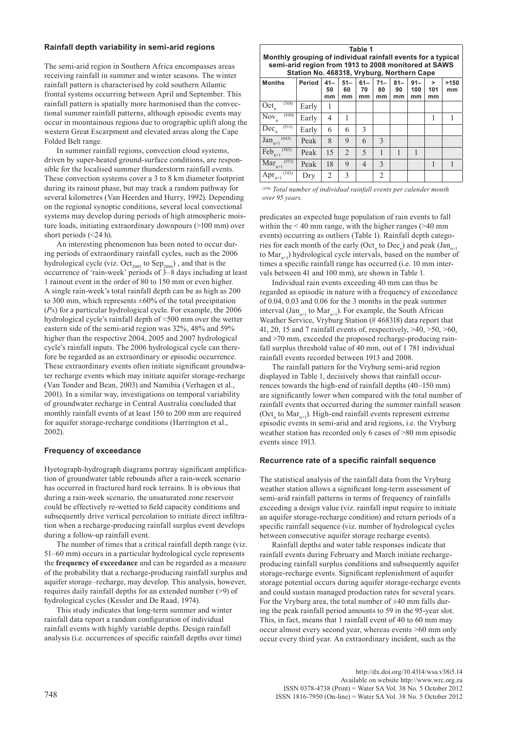### Rainfall depth variability in semi-arid regions

The semi-arid region in Southern Africa encompasses areas receiving rainfall in summer and winter seasons. The winter rainfall pattern is characterised by cold southern Atlantic frontal systems occurring between April and September. This rainfall pattern is spatially more harmonised than the convectional summer rainfall patterns, although episodic events may occur in mountainous regions due to orographic uplift along the western Great Escarpment and elevated areas along the Cape Folded Belt range.

In summer rainfall regions, convection cloud systems, driven by super-heated ground-surface conditions, are responsible for the localised summer thunderstorm rainfall events. These convection systems cover a 3 to 8 km diameter footprint during its rainout phase, but may track a random pathway for several kilometres (Van Heerden and Hurry, 1992). Depending on the regional synoptic conditions, several local convectional systems may develop during periods of high atmospheric moisture loads, initiating extraordinary downpours (>100 mm) over short periods (<24 h).

An interesting phenomenon has been noted to occur during periods of extraordinary rainfall cycles, such as the 2006 hydrological cycle (viz. $\text{Oct}_{2005}$ to $\text{Sep}_{2006}$) , and that is the occurrence of 'rain-week' periods of 3–8 days including at least 1 rainout event in the order of 80 to 150 mm or even higher. A single rain-week's total rainfall depth can be as high as 200 to 300 mm, which represents ±60% of the total precipitation ($P_A$) for a particular hydrological cycle. For example, the 2006 hydrological cycle's rainfall depth of ≈500 mm over the wetter eastern side of the semi-arid region was 32%, 48% and 59% higher than the respective 2004, 2005 and 2007 hydrological cycle's rainfall inputs. The 2006 hydrological cycle can therefore be regarded as an extraordinary or episodic occurrence. These extraordinary events often initiate significant groundwater recharge events which may initiate aquifer storage-recharge (Van Tonder and Bean, 2003) and Namibia (Verhagen et al., 2001). In a similar way, investigations on temporal variability of groundwater recharge in Central Australia concluded that monthly rainfall events of at least 150 to 200 mm are required for aquifer storage-recharge conditions (Harrington et al., 2002).

### Frequency of exceedance

Hyetograph-hydrograph diagrams portray significant amplification of groundwater table rebounds after a rain-week scenario has occurred in fractured hard rock terrains. It is obvious that during a rain-week scenario, the unsaturated zone reservoir could be effectively re-wetted to field capacity conditions and subsequently drive vertical percolation to initiate direct infiltration when a recharge-producing rainfall surplus event develops during a follow-up rainfall event.

The number of times that a critical rainfall depth range (viz. 51–60 mm) occurs in a particular hydrological cycle represents the **frequency of exceedance** and can be regarded as a measure of the probability that a recharge-producing rainfall surplus and aquifer storage–recharge, may develop. This analysis, however, requires daily rainfall depths for an extended number (>9) of hydrological cycles (Kessler and De Raad, 1974).

This study indicates that long-term summer and winter rainfall data report a random configuration of individual rainfall events with highly variable depths. Design rainfall analysis (i.e. occurrences of specific rainfall depths over time) predicates an expected huge population of rain events to fall within the < 40 mm range, with the higher ranges (>40 mm events) occurring as outliers (Table 1). Rainfall depth categories for each month of the early ($\text{Oct}_n$ to $\text{Dec}_n$) and peak ($\text{Jan}_{n+1}$ to $\text{Mar}_{n+1}$) hydrological cycle intervals, based on the number of times a specific rainfall range has occurred (i.e. 10 mm intervals between 41 and 100 mm), are shown in Table 1.

**Table 1**
**Monthly grouping of individual rainfall events for a typical semi-arid region from 1913 to 2008 monitored at SAWS Station No. 468318, Vryburg, Northern Cape**

| Months | Period | 41–50 mm | 51–60 mm | 61–70 mm | 71–80 mm | 81–90 mm | 91–100 mm | > 101 mm | >150 mm |
|---|---|---|---|---|---|---|---|---|---|
| $\text{Oct}_n^{(308)}$ | Early | 1 | | | | | | | |
| $\text{Nov}_n^{(440)}$ | Early | 4 | 1 | | | | | 1 | 1 |
| $\text{Dec}_n^{(511)}$ | Early | 6 | 6 | 3 | | | | | |
| $\text{Jan}_{n+1}^{(643)}$ | Peak | 8 | 9 | 6 | 3 | | | | |
| $\text{Feb}_{n+1}^{(585)}$ | Peak | 15 | 2 | 5 | 1 | 1 | 1 | | |
| $\text{Mar}_{n+1}^{(553)}$ | Peak | 18 | 9 | 4 | 3 | | | 1 | 1 |
| $\text{Apr}_{n+1}^{(343)}$ | Dry | 2 | 3 | | 2 | | | | |

*(106) Total number of individual rainfall events per calender month over 95 years.*

Individual rain events exceeding 40 mm can thus be regarded as episodic in nature with a frequency of exceedance of 0.04, 0.03 and 0.06 for the 3 months in the peak summer interval ($\text{Jan}_{n+1}$ to $\text{Mar}_{n+1}$). For example, the South African Weather Service, Vryburg Station (# 468318) data report that 41, 20, 15 and 7 rainfall events of, respectively, >40, >50, >60, and >70 mm, exceeded the proposed recharge-producing rainfall surplus threshold value of 40 mm, out of 1 781 individual rainfall events recorded between 1913 and 2008.

The rainfall pattern for the Vryburg semi-arid region displayed in Table 1, decisively shows that rainfall occurrences towards the high-end of rainfall depths (40–150 mm) are significantly lower when compared with the total number of rainfall events that occurred during the summer rainfall season ($\text{Oct}_n$ to $\text{Mar}_{n+1}$). High-end rainfall events represent extreme episodic events in semi-arid and arid regions, i.e. the Vryburg weather station has recorded only 6 cases of >80 mm episodic events since 1913.

### Recurrence rate of a specific rainfall sequence

The statistical analysis of the rainfall data from the Vryburg weather station allows a significant long-term assessment of semi-arid rainfall patterns in terms of frequency of rainfalls exceeding a design value (viz. rainfall input require to initiate an aquifer storage-recharge condition) and return periods of a specific rainfall sequence (viz. number of hydrological cycles between consecutive aquifer storage recharge events).

Rainfall depths and water table responses indicate that rainfall events during February and March initiate recharge-producing rainfall surplus conditions and subsequently aquifer storage-recharge events. Significant replenishment of aquifer storage potential occurs during aquifer storage-recharge events and could sustain managed production rates for several years. For the Vryburg area, the total number of ±40 mm falls during the peak rainfall period amounts to 59 in the 95-year slot. This, in fact, means that 1 rainfall event of 40 to 60 mm may occur almost every second year, whereas events >60 mm only occur every third year. An extraordinary incident, such as the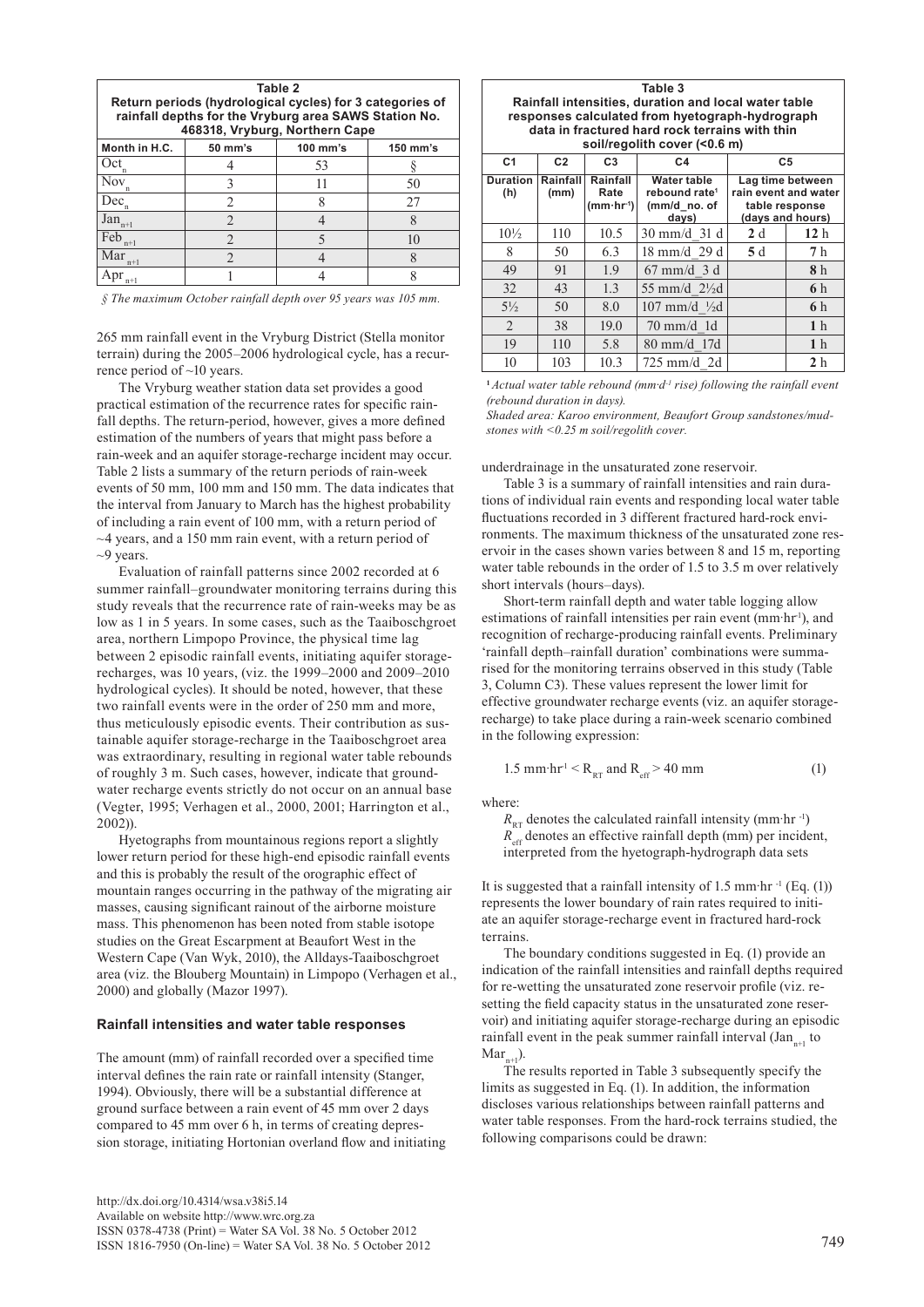**Table 2**
**Return periods (hydrological cycles) for 3 categories of rainfall depths for the Vryburg area SAWS Station No. 468318, Vryburg, Northern Cape**

| Month in H.C. | 50 mm's | 100 mm's | 150 mm's |
|---|---|---|---|
| $Oct_n$ | 4 | 53 | § |
| $Nov_n$ | 3 | 11 | 50 |
| $Dec_n$ | 2 | 8 | 27 |
| $Jan_{n+1}$ | 2 | 4 | 8 |
| $Feb_{n+1}$ | 2 | 5 | 10 |
| $Mar_{n+1}$ | 2 | 4 | 8 |
| $Apr_{n+1}$ | 1 | 4 | 8 |

*§ The maximum October rainfall depth over 95 years was 105 mm.*

265 mm rainfall event in the Vryburg District (Stella monitor terrain) during the 2005–2006 hydrological cycle, has a recurrence period of ~10 years.

The Vryburg weather station data set provides a good practical estimation of the recurrence rates for specific rainfall depths. The return-period, however, gives a more defined estimation of the numbers of years that might pass before a rain-week and an aquifer storage-recharge incident may occur. Table 2 lists a summary of the return periods of rain-week events of 50 mm, 100 mm and 150 mm. The data indicates that the interval from January to March has the highest probability of including a rain event of 100 mm, with a return period of ~4 years, and a 150 mm rain event, with a return period of ~9 years.

Evaluation of rainfall patterns since 2002 recorded at 6 summer rainfall–groundwater monitoring terrains during this study reveals that the recurrence rate of rain-weeks may be as low as 1 in 5 years. In some cases, such as the Taaiboschgroet area, northern Limpopo Province, the physical time lag between 2 episodic rainfall events, initiating aquifer storage-recharges, was 10 years, (viz. the 1999–2000 and 2009–2010 hydrological cycles). It should be noted, however, that these two rainfall events were in the order of 250 mm and more, thus meticulously episodic events. Their contribution as sustainable aquifer storage-recharge in the Taaiboschgroet area was extraordinary, resulting in regional water table rebounds of roughly 3 m. Such cases, however, indicate that groundwater recharge events strictly do not occur on an annual base (Vegter, 1995; Verhagen et al., 2000, 2001; Harrington et al., 2002)).

Hyetographs from mountainous regions report a slightly lower return period for these high-end episodic rainfall events and this is probably the result of the orographic effect of mountain ranges occurring in the pathway of the migrating air masses, causing significant rainout of the airborne moisture mass. This phenomenon has been noted from stable isotope studies on the Great Escarpment at Beaufort West in the Western Cape (Van Wyk, 2010), the Alldays-Taaiboschgroet area (viz. the Blouberg Mountain) in Limpopo (Verhagen et al., 2000) and globally (Mazor 1997).

## Rainfall intensities and water table responses

The amount (mm) of rainfall recorded over a specified time interval defines the rain rate or rainfall intensity (Stanger, 1994). Obviously, there will be a substantial difference at ground surface between a rain event of 45 mm over 2 days compared to 45 mm over 6 h, in terms of creating depression storage, initiating Hortonian overland flow and initiating underdrainage in the unsaturated zone reservoir.

**Table 3**
**Rainfall intensities, duration and local water table responses calculated from hyetograph-hydrograph data in fractured hard rock terrains with thin soil/regolith cover (<0.6 m)**

| C1 | C2 | C3 | C4 | C5 | |
|---|---|---|---|---|---|
| Duration (h) | Rainfall (mm) | Rainfall Rate ($mm \cdot hr^{-1}$) | Water table rebound rate[1] (mm/d_no. of days) | Lag time between rain event and water table response (days and hours) | |
| 10½ | 110 | 10.5 | 30 mm/d_31 d | **2** d | **12** h |
| 8 | 50 | 6.3 | 18 mm/d_29 d | **5** d | **7** h |
| 49 | 91 | 1.9 | 67 mm/d_3 d | | **8** h |
| 32 | 43 | 1.3 | 55 mm/d_2½d | | **6** h |
| 5½ | 50 | 8.0 | 107 mm/d_½d | | **6** h |
| 2 | 38 | 19.0 | 70 mm/d_1d | | **1** h |
| 19 | 110 | 5.8 | 80 mm/d_17d | | **1** h |
| 10 | 103 | 10.3 | 725 mm/d_2d | | **2** h |

[1] *Actual water table rebound ($mm \cdot d^{-1}$ rise) following the rainfall event (rebound duration in days).*

*Shaded area: Karoo environment, Beaufort Group sandstones/mudstones with <0.25 m soil/regolith cover.*

Table 3 is a summary of rainfall intensities and rain durations of individual rain events and responding local water table fluctuations recorded in 3 different fractured hard-rock environments. The maximum thickness of the unsaturated zone reservoir in the cases shown varies between 8 and 15 m, reporting water table rebounds in the order of 1.5 to 3.5 m over relatively short intervals (hours–days).

Short-term rainfall depth and water table logging allow estimations of rainfall intensities per rain event ($mm \cdot hr^{-1}$), and recognition of recharge-producing rainfall events. Preliminary 'rainfall depth–rainfall duration' combinations were summarised for the monitoring terrains observed in this study (Table 3, Column C3). These values represent the lower limit for effective groundwater recharge events (viz. an aquifer storage-recharge) to take place during a rain-week scenario combined in the following expression:

$$1.5 \ mm \cdot hr^{-1} < R_{RT} \text{ and } R_{eff} > 40 \ mm \tag{1}$$

where:

$R_{RT}$ denotes the calculated rainfall intensity ($mm \cdot hr^{-1}$)
$R_{eff}$ denotes an effective rainfall depth (mm) per incident, interpreted from the hyetograph-hydrograph data sets

It is suggested that a rainfall intensity of 1.5 $mm \cdot hr^{-1}$ (Eq. (1)) represents the lower boundary of rain rates required to initiate an aquifer storage-recharge event in fractured hard-rock terrains.

The boundary conditions suggested in Eq. (1) provide an indication of the rainfall intensities and rainfall depths required for re-wetting the unsaturated zone reservoir profile (viz. resetting the field capacity status in the unsaturated zone reservoir) and initiating aquifer storage-recharge during an episodic rainfall event in the peak summer rainfall interval ($Jan_{n+1}$ to $Mar_{n+1}$).

The results reported in Table 3 subsequently specify the limits as suggested in Eq. (1). In addition, the information discloses various relationships between rainfall patterns and water table responses. From the hard-rock terrains studied, the following comparisons could be drawn: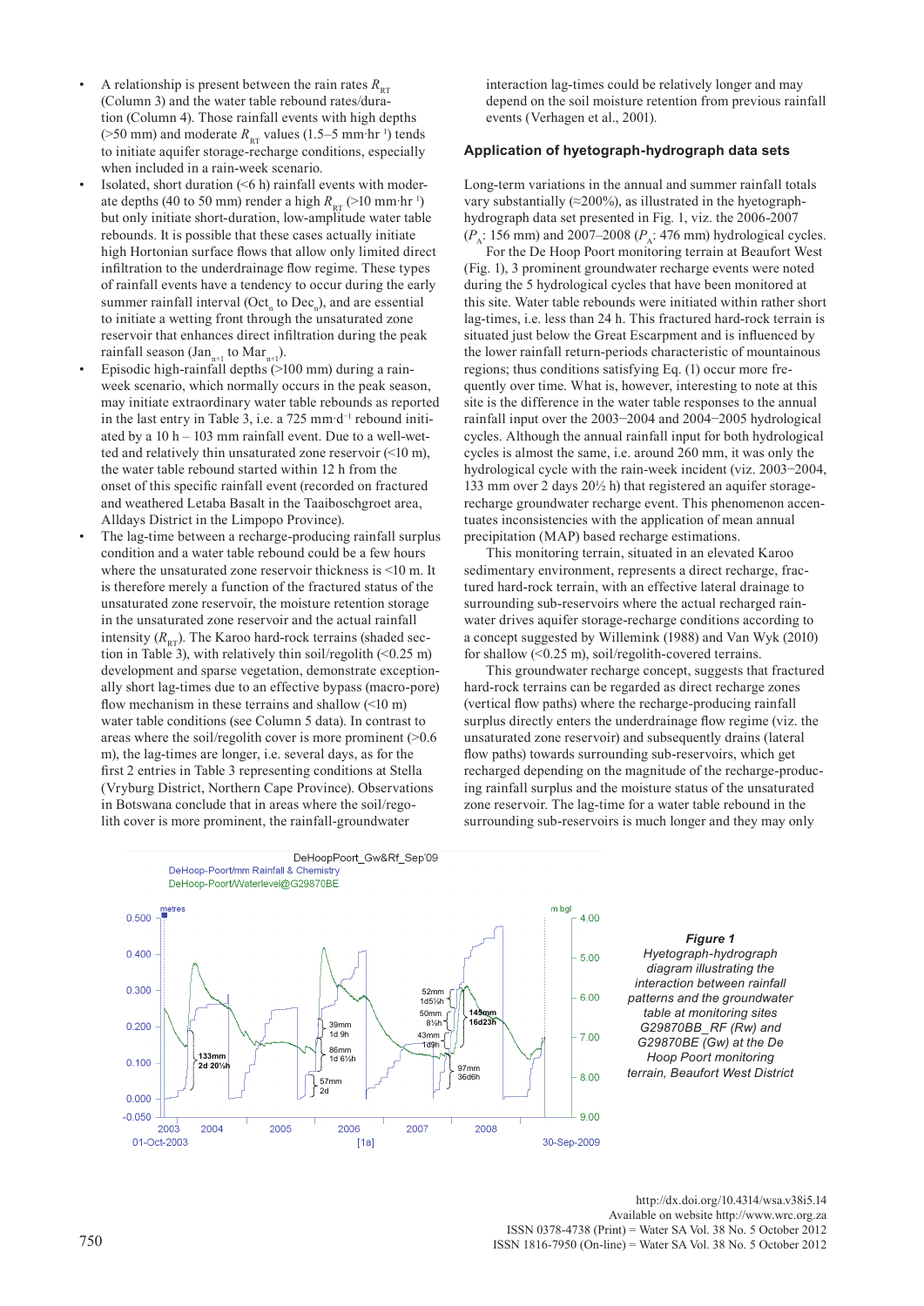- A relationship is present between the rain rates $R_{RT}$ (Column 3) and the water table rebound rates/duration (Column 4). Those rainfall events with high depths (>50 mm) and moderate $R_{RT}$ values (1.5–5 mm·hr⁻¹) tends to initiate aquifer storage-recharge conditions, especially when included in a rain-week scenario.
- Isolated, short duration (<6 h) rainfall events with moderate depths (40 to 50 mm) render a high $R_{RT}$ (>10 mm·hr⁻¹) but only initiate short-duration, low-amplitude water table rebounds. It is possible that these cases actually initiate high Hortonian surface flows that allow only limited direct infiltration to the underdrainage flow regime. These types of rainfall events have a tendency to occur during the early summer rainfall interval ($Oct_n$ to $Dec_n$), and are essential to initiate a wetting front through the unsaturated zone reservoir that enhances direct infiltration during the peak rainfall season ($Jan_{n+1}$ to $Mar_{n+1}$).
- Isolated high-rainfall depths (>100 mm) during a rain-week scenario, which normally occurs in the peak season, may initiate extraordinary water table rebounds as reported in the last entry in Table 3, i.e. a 725 mm·d⁻¹ rebound initiated by a 10 h – 103 mm rainfall event. Due to a well-wetted and relatively thin unsaturated zone reservoir (<10 m), the water table rebound started within 12 h from the onset of this specific rainfall event (recorded on fractured and weathered Letaba Basalt in the Taaiboschgroet area, Alldays District in the Limpopo Province).
- The lag-time between a recharge-producing rainfall surplus condition and a water table rebound could be a few hours where the unsaturated zone reservoir thickness is <10 m. It is therefore merely a function of the fractured status of the unsaturated zone reservoir, the moisture retention storage in the unsaturated zone reservoir and the actual rainfall intensity ($R_{RT}$). The Karoo hard-rock terrains (shaded section in Table 3), with relatively thin soil/regolith (<0.25 m) development and sparse vegetation, demonstrate exceptionally short lag-times due to an effective bypass (macro-pore) flow mechanism in these terrains and shallow (<10 m) water table conditions (see Column 5 data). In contrast to areas where the soil/regolith cover is more prominent (>0.6 m), the lag-times are longer, i.e. several days, as for the first 2 entries in Table 3 representing conditions at Stella (Vryburg District, Northern Cape Province). Observations in Botswana conclude that in areas where the soil/regolith cover is more prominent, the rainfall-groundwater interaction lag-times could be relatively longer and may depend on the soil moisture retention from previous rainfall events (Verhagen et al., 2001).

### Application of hyetograph-hydrograph data sets

Long-term variations in the annual and summer rainfall totals vary substantially (≈200%), as illustrated in the hyetograph-hydrograph data set presented in Fig. 1, viz. the 2006-2007 ($P_A$: 156 mm) and 2007–2008 ($P_A$: 476 mm) hydrological cycles.

For the De Hoop Poort monitoring terrain at Beaufort West (Fig. 1), 3 prominent groundwater recharge events were noted during the 5 hydrological cycles that have been monitored at this site. Water table rebounds were initiated within rather short lag-times, i.e. less than 24 h. This fractured hard-rock terrain is situated just below the Great Escarpment and is influenced by the lower rainfall return-periods characteristic of mountainous regions; thus conditions satisfying Eq. (1) occur more frequently over time. What is, however, interesting to note at this site is the difference in the water table responses to the annual rainfall input over the 2003−2004 and 2004−2005 hydrological cycles. Although the annual rainfall input for both hydrological cycles is almost the same, i.e. around 260 mm, it was only the hydrological cycle with the rain-week incident (viz. 2003−2004, 133 mm over 2 days 20½ h) that registered an aquifer storage-recharge groundwater recharge event. This phenomenon accentuates inconsistencies with the application of mean annual precipitation (MAP) based recharge estimations.

This monitoring terrain, situated in an elevated Karoo sedimentary environment, represents a direct recharge, fractured hard-rock terrain, with an effective lateral drainage to surrounding sub-reservoirs where the actual recharged rainwater drives aquifer storage-recharge conditions according to a concept suggested by Willemink (1988) and Van Wyk (2010) for shallow (<0.25 m), soil/regolith-covered terrains.

This groundwater recharge concept, suggests that fractured hard-rock terrains can be regarded as direct recharge zones (vertical flow paths) where the recharge-producing rainfall surplus directly enters the underdrainage flow regime (viz. the unsaturated zone reservoir) and subsequently drains (lateral flow paths) towards surrounding sub-reservoirs, which get recharged depending on the magnitude of the recharge-producing rainfall surplus and the moisture status of the unsaturated zone reservoir. The lag-time for a water table rebound in the surrounding sub-reservoirs is much longer and they may only

***Figure 1***
*Hyetograph-hydrograph diagram illustrating the interaction between rainfall patterns and the groundwater table at monitoring sites G29870BB_RF (Rw) and G29870BE (Gw) at the De Hoop Poort monitoring terrain, Beaufort West District*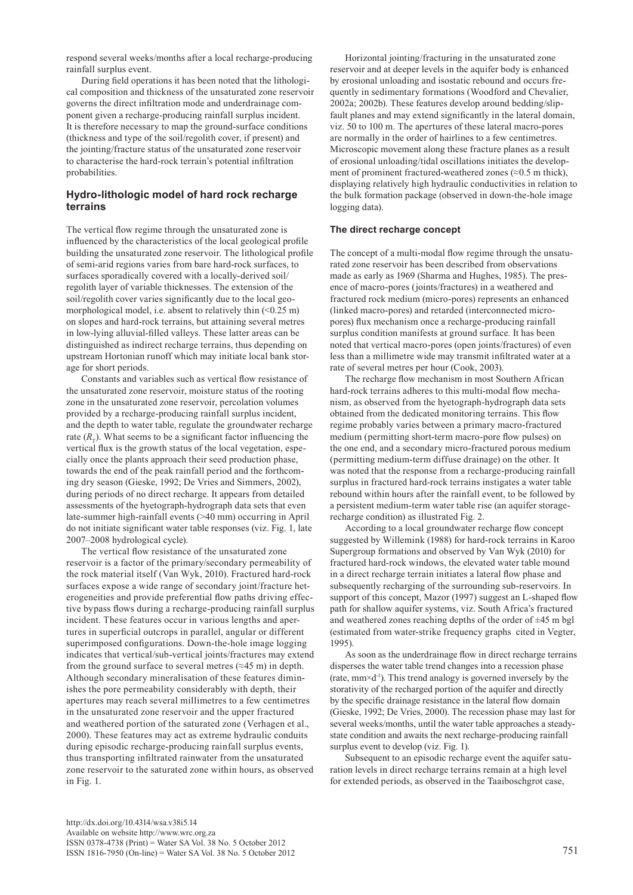respond several weeks/months after a local recharge-producing rainfall surplus event.

During field operations it has been noted that the lithological composition and thickness of the unsaturated zone reservoir governs the direct infiltration mode and underdrainage component given a recharge-producing rainfall surplus incident. It is therefore necessary to map the ground-surface conditions (thickness and type of the soil/regolith cover, if present) and the jointing/fracture status of the unsaturated zone reservoir to characterise the hard-rock terrain's potential infiltration probabilities.

## Hydro-lithologic model of hard rock recharge terrains

The vertical flow regime through the unsaturated zone is influenced by the characteristics of the local geological profile building the unsaturated zone reservoir. The lithological profile of semi-arid regions varies from bare hard-rock surfaces, to surfaces sporadically covered with a locally-derived soil/regolith layer of variable thicknesses. The extension of the soil/regolith cover varies significantly due to the local geomorphological model, i.e. absent to relatively thin (<0.25 m) on slopes and hard-rock terrains, but attaining several metres in low-lying alluvial-filled valleys. These latter areas can be distinguished as indirect recharge terrains, thus depending on upstream Hortonian runoff which may initiate local bank storage for short periods.

Constants and variables such as vertical flow resistance of the unsaturated zone reservoir, moisture status of the rooting zone in the unsaturated zone reservoir, percolation volumes provided by a recharge-producing rainfall surplus incident, and the depth to water table, regulate the groundwater recharge rate ($R_T$). What seems to be a significant factor influencing the vertical flux is the growth status of the local vegetation, especially once the plants approach their seed production phase, towards the end of the peak rainfall period and the forthcoming dry season (Gieske, 1992; De Vries and Simmers, 2002), during periods of no direct recharge. It appears from detailed assessments of the hyetograph-hydrograph data sets that even late-summer high-rainfall events (>40 mm) occurring in April do not initiate significant water table responses (viz. Fig. 1, late 2007–2008 hydrological cycle).

The vertical flow resistance of the unsaturated zone reservoir is a factor of the primary/secondary permeability of the rock material itself (Van Wyk, 2010). Fractured hard-rock surfaces expose a wide range of secondary joint/fracture heterogeneities and provide preferential flow paths driving effective bypass flows during a recharge-producing rainfall surplus incident. These features occur in various lengths and apertures in superficial outcrops in parallel, angular or different superimposed configurations. Down-the-hole image logging indicates that vertical/sub-vertical joints/fractures may extend from the ground surface to several metres (≈45 m) in depth. Although secondary mineralisation of these features diminishes the pore permeability considerably with depth, their apertures may reach several millimetres to a few centimetres in the unsaturated zone reservoir and the upper fractured and weathered portion of the saturated zone (Verhagen et al., 2000). These features may act as extreme hydraulic conduits during episodic recharge-producing rainfall surplus events, thus transporting infiltrated rainwater from the unsaturated zone reservoir to the saturated zone within hours, as observed in Fig. 1.

Horizontal jointing/fracturing in the unsaturated zone reservoir and at deeper levels in the aquifer body is enhanced by erosional unloading and isostatic rebound and occurs frequently in sedimentary formations (Woodford and Chevalier, 2002a; 2002b). These features develop around bedding/slip-fault planes and may extend significantly in the lateral domain, viz. 50 to 100 m. The apertures of these lateral macro-pores are normally in the order of hairlines to a few centimetres. Microscopic movement along these fracture planes as a result of erosional unloading/tidal oscillations initiates the development of prominent fractured-weathered zones (≈0.5 m thick), displaying relatively high hydraulic conductivities in relation to the bulk formation package (observed in down-the-hole image logging data).

### The direct recharge concept

The concept of a multi-modal flow regime through the unsaturated zone reservoir has been described from observations made as early as 1969 (Sharma and Hughes, 1985). The presence of macro-pores (joints/fractures) in a weathered and fractured rock medium (micro-pores) represents an enhanced (linked macro-pores) and retarded (interconnected micro-pores) flux mechanism once a recharge-producing rainfall surplus condition manifests at ground surface. It has been noted that vertical macro-pores (open joints/fractures) of even less than a millimetre wide may transmit infiltrated water at a rate of several metres per hour (Cook, 2003).

The recharge flow mechanism in most Southern African hard-rock terrains adheres to this multi-modal flow mechanism, as observed from the hyetograph-hydrograph data sets obtained from the dedicated monitoring terrains. This flow regime probably varies between a primary macro-fractured medium (permitting short-term macro-pore flow pulses) on the one end, and a secondary micro-fractured porous medium (permitting medium-term diffuse drainage) on the other. It was noted that the response from a recharge-producing rainfall surplus in fractured hard-rock terrains instigates a water table rebound within hours after the rainfall event, to be followed by a persistent medium-term water table rise (an aquifer storage-recharge condition) as illustrated Fig. 2.

According to a local groundwater recharge flow concept suggested by Willemink (1988) for hard-rock terrains in Karoo Supergroup formations and observed by Van Wyk (2010) for fractured hard-rock windows, the elevated water table mound in a direct recharge terrain initiates a lateral flow phase and subsequently recharging of the surrounding sub-reservoirs. In support of this concept, Mazor (1997) suggest an L-shaped flow path for shallow aquifer systems, viz. South Africa's fractured and weathered zones reaching depths of the order of ±45 m bgl (estimated from water-strike frequency graphs cited in Vegter, 1995).

As soon as the underdrainage flow in direct recharge terrains disperses the water table trend changes into a recession phase (rate, mm×d$^{-1}$). This trend analogy is governed inversely by the storativity of the recharged portion of the aquifer and directly by the specific drainage resistance in the lateral flow domain (Gieske, 1992; De Vries, 2000). The recession phase may last for several weeks/months, until the water table approaches a steady-state condition and awaits the next recharge-producing rainfall surplus event to develop (viz. Fig. 1).

Subsequent to an episodic recharge event the aquifer saturation levels in direct recharge terrains remain at a high level for extended periods, as observed in the Taaiboschgrot case,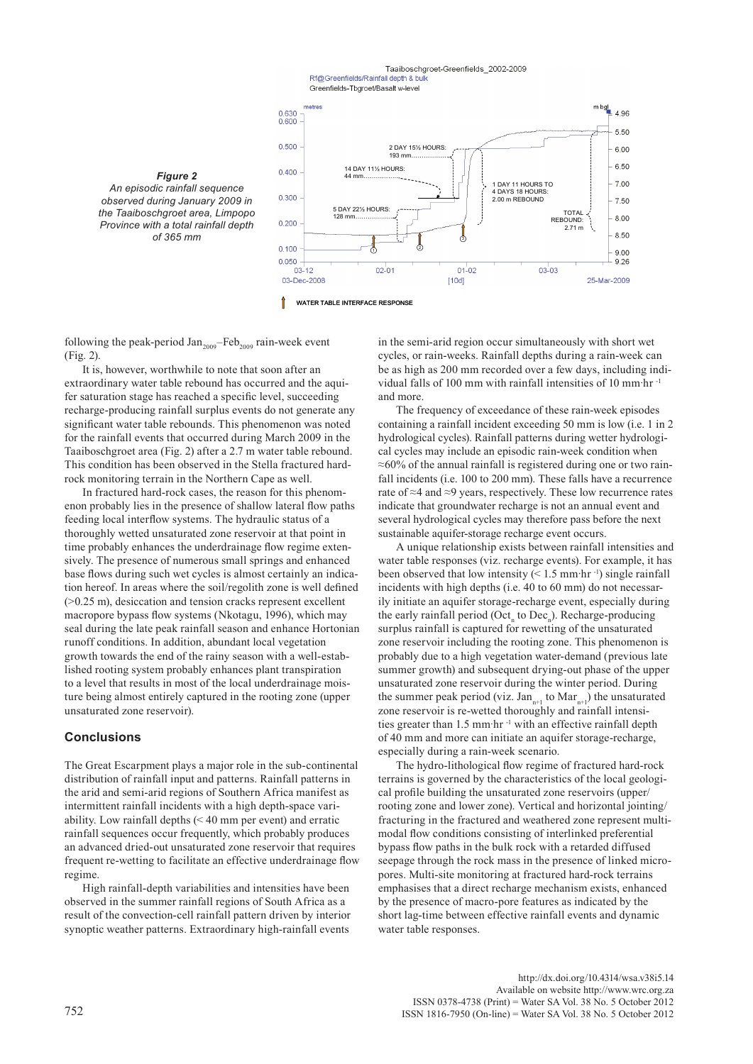**Figure 2**
*An episodic rainfall sequence observed during January 2009 in the Taaiboschgroet area, Limpopo Province with a total rainfall depth of 365 mm*

following the peak-period $Jan_{2009}$–$Feb_{2009}$ rain-week event (Fig. 2).

It is, however, worthwhile to note that soon after an extraordinary water table rebound has occurred and the aquifer saturation stage has reached a specific level, succeeding recharge-producing rainfall surplus events do not generate any significant water table rebounds. This phenomenon was noted for the rainfall events that occurred during March 2009 in the Taaiboschgroet area (Fig. 2) after a 2.7 m water table rebound. This condition has been observed in the Stella fractured hard-rock monitoring terrain in the Northern Cape as well.

In fractured hard-rock cases, the reason for this phenomenon probably lies in the presence of shallow lateral flow paths feeding local interflow systems. The hydraulic status of a thoroughly wetted unsaturated zone reservoir at that point in time probably enhances the underdrainage flow regime extensively. The presence of numerous small springs and enhanced base flows during such wet cycles is almost certainly an indication hereof. In areas where the soil/regolith zone is well defined (>0.25 m), desiccation and tension cracks represent excellent macropore bypass flow systems (Nkotagu, 1996), which may seal during the late peak rainfall season and enhance Hortonian runoff conditions. In addition, abundant local vegetation growth towards the end of the rainy season with a well-established rooting system probably enhances plant transpiration to a level that results in most of the local underdrainage moisture being almost entirely captured in the rooting zone (upper unsaturated zone reservoir).

## Conclusions

The Great Escarpment plays a major role in the sub-continental distribution of rainfall input and patterns. Rainfall patterns in the arid and semi-arid regions of Southern Africa manifest as intermittent rainfall incidents with a high depth-space variability. Low rainfall depths (< 40 mm per event) and erratic rainfall sequences occur frequently, which probably produces an advanced dried-out unsaturated zone reservoir that requires frequent re-wetting to facilitate an effective underdrainage flow regime.

High rainfall-depth variabilities and intensities have been observed in the summer rainfall regions of South Africa as a result of the convection-cell rainfall pattern driven by interior synoptic weather patterns. Extraordinary high-rainfall events in the semi-arid region occur simultaneously with short wet cycles, or rain-weeks. Rainfall depths during a rain-week can be as high as 200 mm recorded over a few days, including individual falls of 100 mm with rainfall intensities of 10 mm·hr$^{-1}$ and more.

The frequency of exceedance of these rain-week episodes containing a rainfall incident exceeding 50 mm is low (i.e. 1 in 2 hydrological cycles). Rainfall patterns during wetter hydrological cycles may include an episodic rain-week condition when ≈60% of the annual rainfall is registered during one or two rainfall incidents (i.e. 100 to 200 mm). These falls have a recurrence rate of ≈4 and ≈9 years, respectively. These low recurrence rates indicate that groundwater recharge is not an annual event and several hydrological cycles may therefore pass before the next sustainable aquifer-storage recharge event occurs.

A unique relationship exists between rainfall intensities and water table responses (viz. recharge events). For example, it has been observed that low intensity (< 1.5 mm·hr$^{-1}$) single rainfall incidents with high depths (i.e. 40 to 60 mm) do not necessarily initiate an aquifer storage-recharge event, especially during the early rainfall period ($Oct_n$ to $Dec_n$). Recharge-producing surplus rainfall is captured for rewetting of the unsaturated zone reservoir including the rooting zone. This phenomenon is probably due to a high vegetation water-demand (previous late summer growth) and subsequent drying-out phase of the upper unsaturated zone reservoir during the winter period. During the summer peak period (viz. $Jan_{n+1}$ to $Mar_{n+1}$) the unsaturated zone reservoir is re-wetted thoroughly and rainfall intensities greater than 1.5 mm·hr$^{-1}$ with an effective rainfall depth of 40 mm and more can initiate an aquifer storage-recharge, especially during a rain-week scenario.

The hydro-lithological flow regime of fractured hard-rock terrains is governed by the characteristics of the local geological profile building the unsaturated zone reservoirs (upper/rooting zone and lower zone). Vertical and horizontal jointing/fracturing in the fractured and weathered zone represent multimodal flow conditions consisting of interlinked preferential bypass flow paths in the bulk rock with a retarded diffused seepage through the rock mass in the presence of linked micropores. Multi-site monitoring at fractured hard-rock terrains emphasises that a direct recharge mechanism exists, enhanced by the presence of macro-pore features as indicated by the short lag-time between effective rainfall events and dynamic water table responses.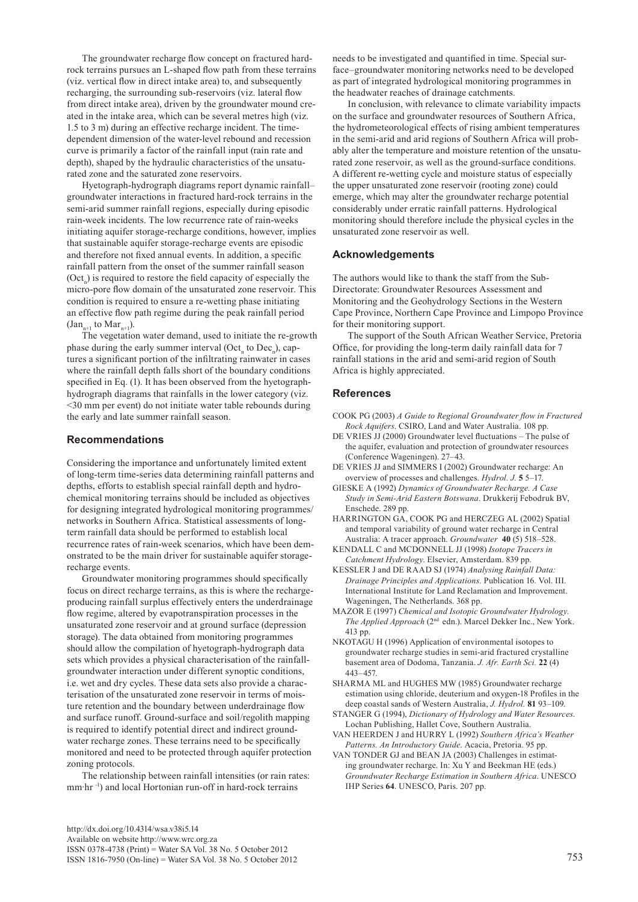The groundwater recharge flow concept on fractured hard-rock terrains pursues an L-shaped flow path from these terrains (viz. vertical flow in direct intake area) to, and subsequently recharging, the surrounding sub-reservoirs (viz. lateral flow from direct intake area), driven by the groundwater mound created in the intake area, which can be several metres high (viz. 1.5 to 3 m) during an effective recharge incident. The time-dependent dimension of the water-level rebound and recession curve is primarily a factor of the rainfall input (rain rate and depth), shaped by the hydraulic characteristics of the unsaturated zone and the saturated zone reservoirs.

Hyetograph-hydrograph diagrams report dynamic rainfall–groundwater interactions in fractured hard-rock terrains in the semi-arid summer rainfall regions, especially during episodic rain-week incidents. The low recurrence rate of rain-weeks initiating aquifer storage-recharge conditions, however, implies that sustainable aquifer storage-recharge events are episodic and therefore not fixed annual events. In addition, a specific rainfall pattern from the onset of the summer rainfall season ($Oct_n$) is required to restore the field capacity of especially the micro-pore flow domain of the unsaturated zone reservoir. This condition is required to ensure a re-wetting phase initiating an effective flow path regime during the peak rainfall period ($Jan_{n+1}$ to $Mar_{n+1}$).

The vegetation water demand, used to initiate the re-growth phase during the early summer interval ($Oct_n$ to $Dec_n$), captures a significant portion of the infiltrating rainwater in cases where the rainfall depth falls short of the boundary conditions specified in Eq. (1). It has been observed from the hyetograph-hydrograph diagrams that rainfalls in the lower category (viz. <30 mm per event) do not initiate water table rebounds during the early and late summer rainfall season.

## Recommendations

Considering the importance and unfortunately limited extent of long-term time-series data determining rainfall patterns and depths, efforts to establish special rainfall depth and hydrochemical monitoring terrains should be included as objectives for designing integrated hydrological monitoring programmes/networks in Southern Africa. Statistical assessments of long-term rainfall data should be performed to establish local recurrence rates of rain-week scenarios, which have been demonstrated to be the main driver for sustainable aquifer storage-recharge events.

Groundwater monitoring programmes should specifically focus on direct recharge terrains, as this is where the recharge-producing rainfall surplus effectively enters the underdrainage flow regime, altered by evapotranspiration processes in the unsaturated zone reservoir and at ground surface (depression storage). The data obtained from monitoring programmes should allow the compilation of hyetograph-hydrograph data sets which provides a physical characterisation of the rainfall-groundwater interaction under different synoptic conditions, i.e. wet and dry cycles. These data sets also provide a characterisation of the unsaturated zone reservoir in terms of moisture retention and the boundary between underdrainage flow and surface runoff. Ground-surface and soil/regolith mapping is required to identify potential direct and indirect groundwater recharge zones. These terrains need to be specifically monitored and need to be protected through aquifer protection zoning protocols.

The relationship between rainfall intensities (or rain rates: $mm \cdot hr^{-1}$) and local Hortonian run-off in hard-rock terrains needs to be investigated and quantified in time. Special surface–groundwater monitoring networks need to be developed as part of integrated hydrological monitoring programmes in the headwater reaches of drainage catchments.

In conclusion, with relevance to climate variability impacts on the surface and groundwater resources of Southern Africa, the hydrometeorological effects of rising ambient temperatures in the semi-arid and arid regions of Southern Africa will probably alter the temperature and moisture retention of the unsaturated zone reservoir, as well as the ground-surface conditions. A different re-wetting cycle and moisture status of especially the upper unsaturated zone reservoir (rooting zone) could emerge, which may alter the groundwater recharge potential considerably under erratic rainfall patterns. Hydrological monitoring should therefore include the physical cycles in the unsaturated zone reservoir as well.

## Acknowledgements

The authors would like to thank the staff from the Sub-Directorate: Groundwater Resources Assessment and Monitoring and the Geohydrology Sections in the Western Cape Province, Northern Cape Province and Limpopo Province for their monitoring support.

The support of the South African Weather Service, Pretoria Office, for providing the long-term daily rainfall data for 7 rainfall stations in the arid and semi-arid region of South Africa is highly appreciated.

## References

COOK PG (2003) *A Guide to Regional Groundwater flow in Fractured Rock Aquifers*. CSIRO, Land and Water Australia. 108 pp.

DE VRIES JJ (2000) Groundwater level fluctuations – The pulse of the aquifer, evaluation and protection of groundwater resources (Conference Wageningen). 27–43.

DE VRIES JJ and SIMMERS I (2002) Groundwater recharge: An overview of processes and challenges. *Hydrol. J.* **5** 5–17.

GIESKE A (1992) *Dynamics of Groundwater Recharge. A Case Study in Semi-Arid Eastern Botswana*. Drukkerij Febodruk BV, Enschede. 289 pp.

HARRINGTON GA, COOK PG and HERCZEG AL (2002) Spatial and temporal variability of ground water recharge in Central Australia: A tracer approach. *Groundwater* **40** (5) 518–528.

KENDALL C and MCDONNELL JJ (1998) *Isotope Tracers in Catchment Hydrology*. Elsevier, Amsterdam. 839 pp.

KESSLER J and DE RAAD SJ (1974) *Analysing Rainfall Data: Drainage Principles and Applications.* Publication 16. Vol. III. International Institute for Land Reclamation and Improvement. Wageningen, The Netherlands. 368 pp.

MAZOR E (1997) *Chemical and Isotopic Groundwater Hydrology. The Applied Approach* (2nd edn.). Marcel Dekker Inc., New York. 413 pp.

NKOTAGU H (1996) Application of environmental isotopes to groundwater recharge studies in semi-arid fractured crystalline basement area of Dodoma, Tanzania. *J. Afr. Earth Sci.* **22** (4) 443–457.

SHARMA ML and HUGHES MW (1985) Groundwater recharge estimation using chloride, deuterium and oxygen-18 Profiles in the deep coastal sands of Western Australia, *J. Hydrol.* **81** 93–109.

STANGER G (1994), *Dictionary of Hydrology and Water Resources*. Lochan Publishing, Hallet Cove, Southern Australia.

VAN HEERDEN J and HURRY L (1992) *Southern Africa's Weather Patterns. An Introductory Guide*. Acacia, Pretoria. 95 pp.

VAN TONDER GJ and BEAN JA (2003) Challenges in estimating groundwater recharge. In: Xu Y and Beekman HE (eds.) *Groundwater Recharge Estimation in Southern Africa*. UNESCO IHP Series **64**. UNESCO, Paris. 207 pp.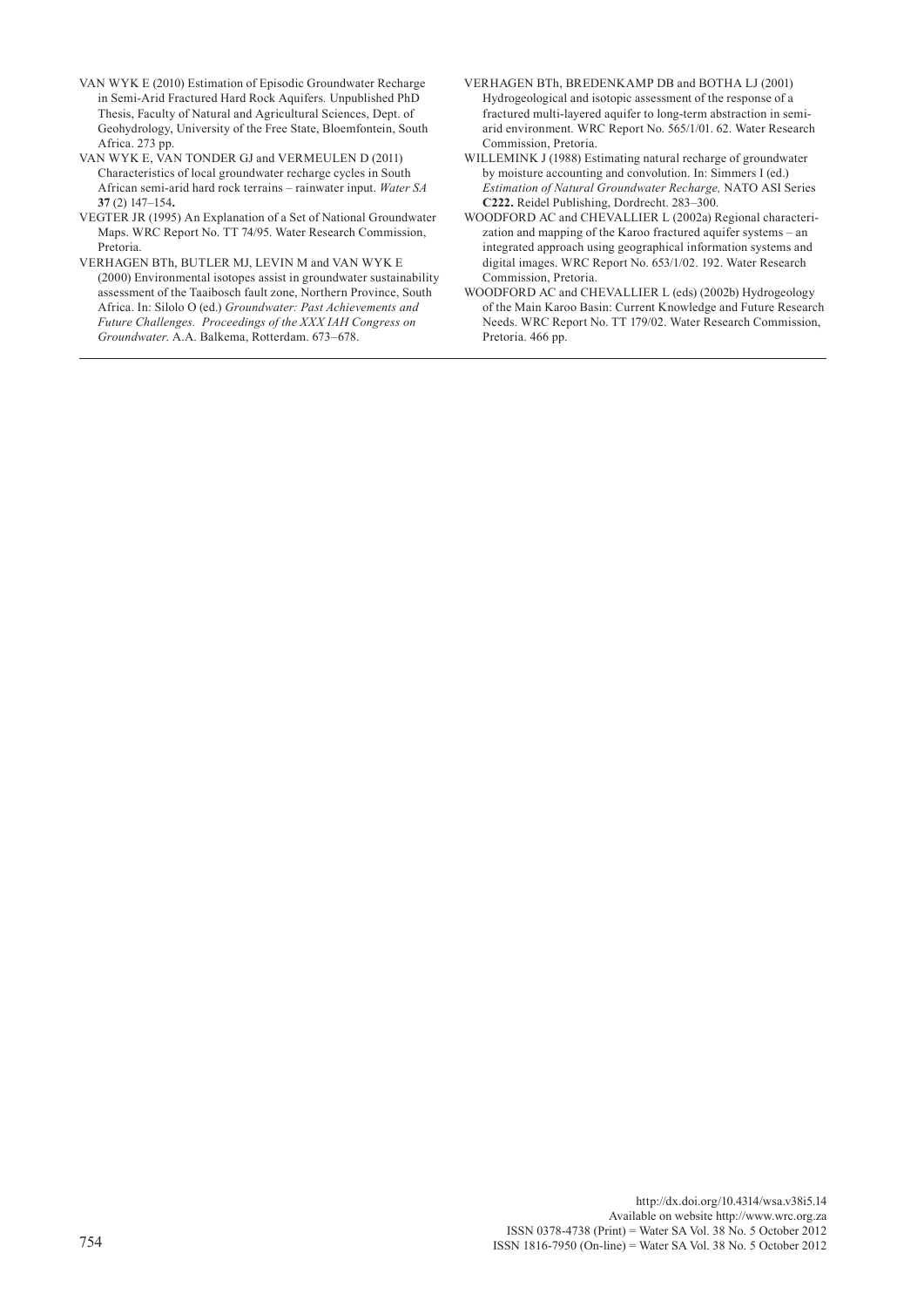VAN WYK E (2010) Estimation of Episodic Groundwater Recharge in Semi-Arid Fractured Hard Rock Aquifers. Unpublished PhD Thesis, Faculty of Natural and Agricultural Sciences, Dept. of Geohydrology, University of the Free State, Bloemfontein, South Africa. 273 pp.

VAN WYK E, VAN TONDER GJ and VERMEULEN D (2011) Characteristics of local groundwater recharge cycles in South African semi-arid hard rock terrains – rainwater input. *Water SA* **37** (2) 147–154**.**

VEGTER JR (1995) An Explanation of a Set of National Groundwater Maps. WRC Report No. TT 74/95. Water Research Commission, Pretoria.

VERHAGEN BTh, BUTLER MJ, LEVIN M and VAN WYK E (2000) Environmental isotopes assist in groundwater sustainability assessment of the Taaibosch fault zone, Northern Province, South Africa. In: Silolo O (ed.) *Groundwater: Past Achievements and Future Challenges. Proceedings of the XXX IAH Congress on Groundwater.* A.A. Balkema, Rotterdam. 673–678.

VERHAGEN BTh, BREDENKAMP DB and BOTHA LJ (2001) Hydrogeological and isotopic assessment of the response of a fractured multi-layered aquifer to long-term abstraction in semi-arid environment. WRC Report No. 565/1/01. 62. Water Research Commission, Pretoria.

WILLEMINK J (1988) Estimating natural recharge of groundwater by moisture accounting and convolution. In: Simmers I (ed.) *Estimation of Natural Groundwater Recharge,* NATO ASI Series **C222.** Reidel Publishing, Dordrecht. 283–300.

WOODFORD AC and CHEVALLIER L (2002a) Regional characterization and mapping of the Karoo fractured aquifer systems – an integrated approach using geographical information systems and digital images. WRC Report No. 653/1/02. 192. Water Research Commission, Pretoria.

WOODFORD AC and CHEVALLIER L (eds) (2002b) Hydrogeology of the Main Karoo Basin: Current Knowledge and Future Research Needs. WRC Report No. TT 179/02. Water Research Commission, Pretoria. 466 pp.